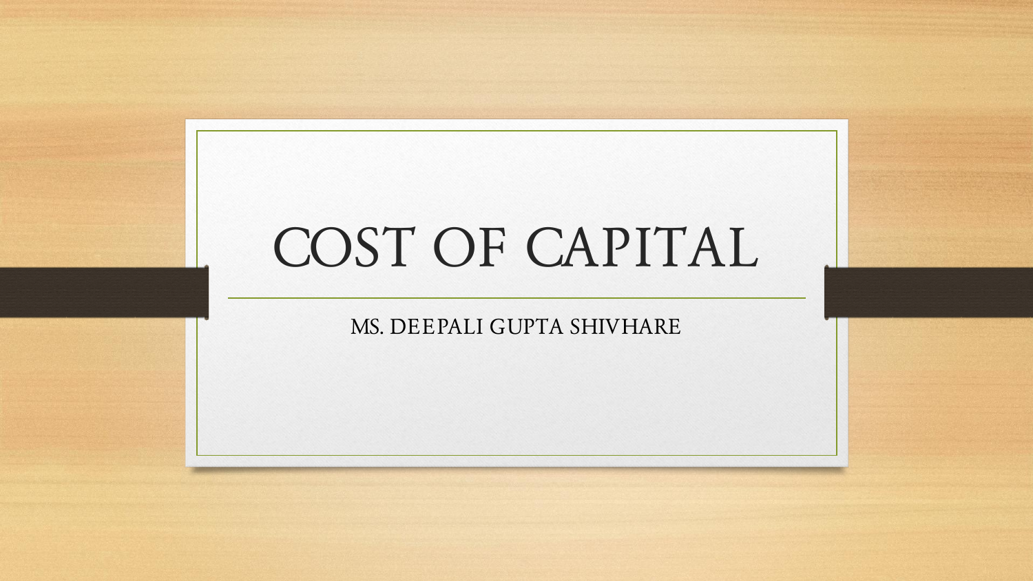# COST OF CAPITAL

MS. DEEPALI GUPTA SHIVHARE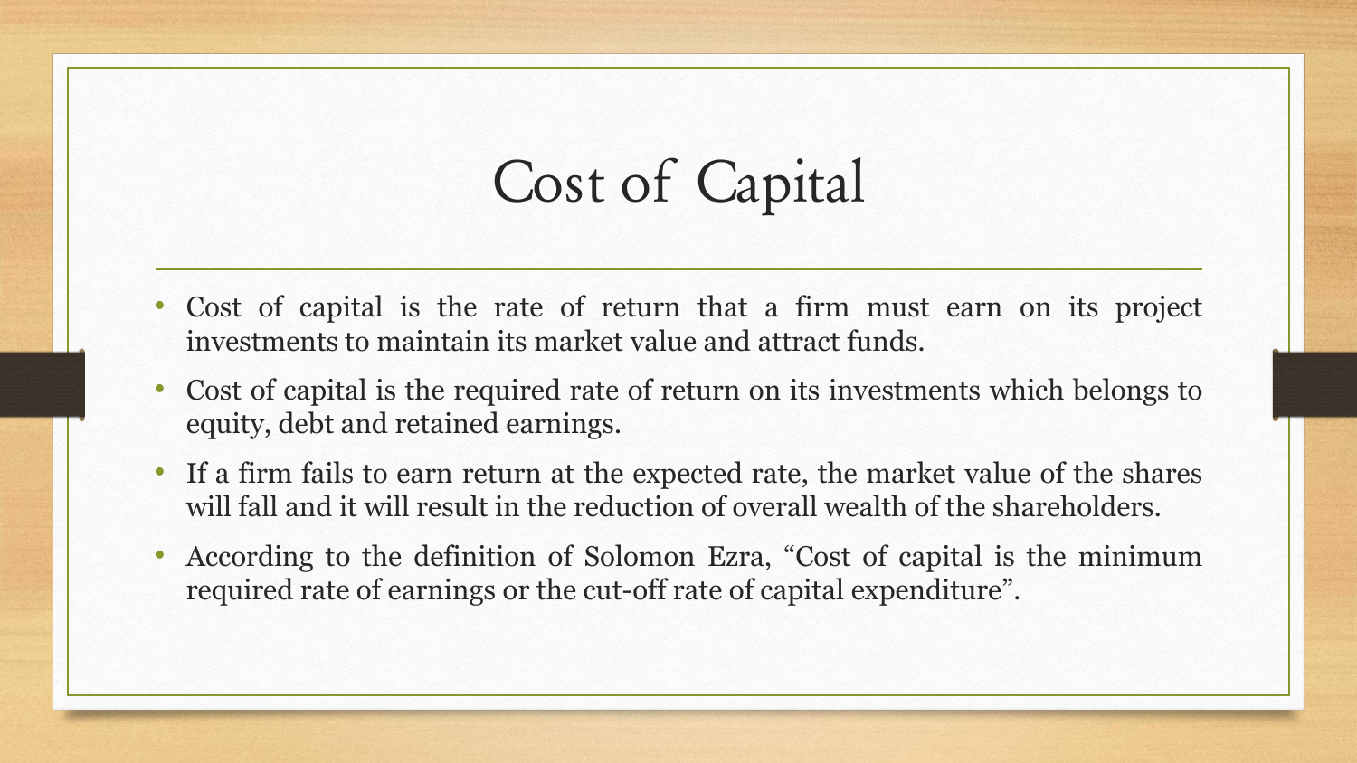# Cost of Capital

- Cost of capital is the rate of return that a firm must earn on its project investments to maintain its market value and attract funds.
- Cost of capital is the required rate of return on its investments which belongs to equity, debt and retained earnings.
- If a firm fails to earn return at the expected rate, the market value of the shares will fall and it will result in the reduction of overall wealth of the shareholders.
- According to the definition of Solomon Ezra, "Cost of capital is the minimum required rate of earnings or the cut-off rate of capital expenditure".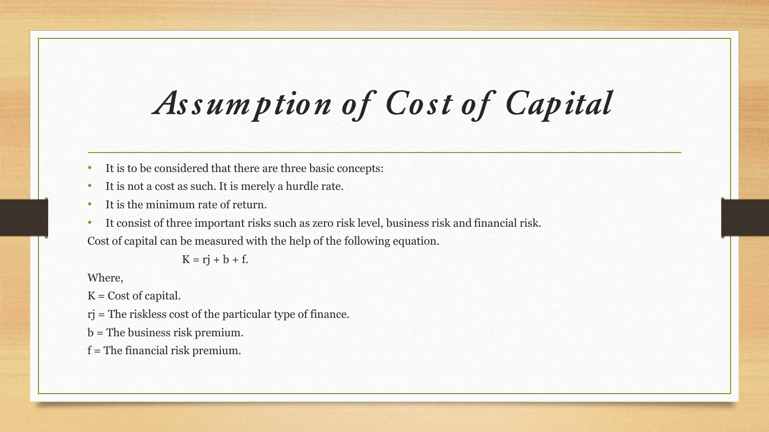# *Assumption of Cost of Capital*

- It is to be considered that there are three basic concepts:
- It is not a cost as such. It is merely a hurdle rate.
- It is the minimum rate of return.
- It consist of three important risks such as zero risk level, business risk and financial risk.

Cost of capital can be measured with the help of the following equation.

$$K = rj + b + f.$$

Where,

K = Cost of capital.

rj = The riskless cost of the particular type of finance.

b = The business risk premium.

f = The financial risk premium.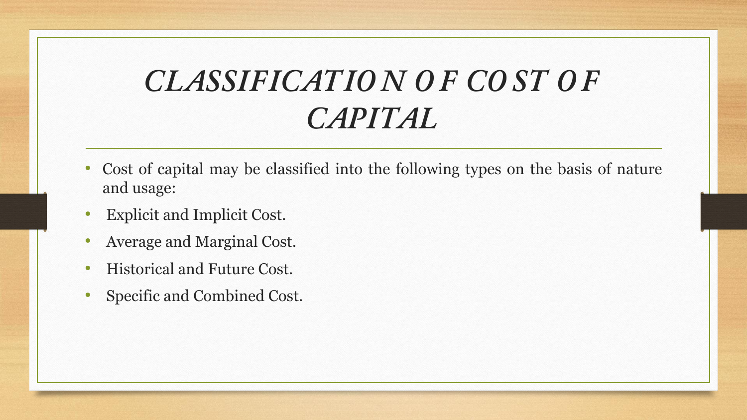# *CLASSIFICATION OF COST OF CAPITAL*

- Cost of capital may be classified into the following types on the basis of nature and usage:
- Explicit and Implicit Cost.
- Average and Marginal Cost.
- Historical and Future Cost.
- Specific and Combined Cost.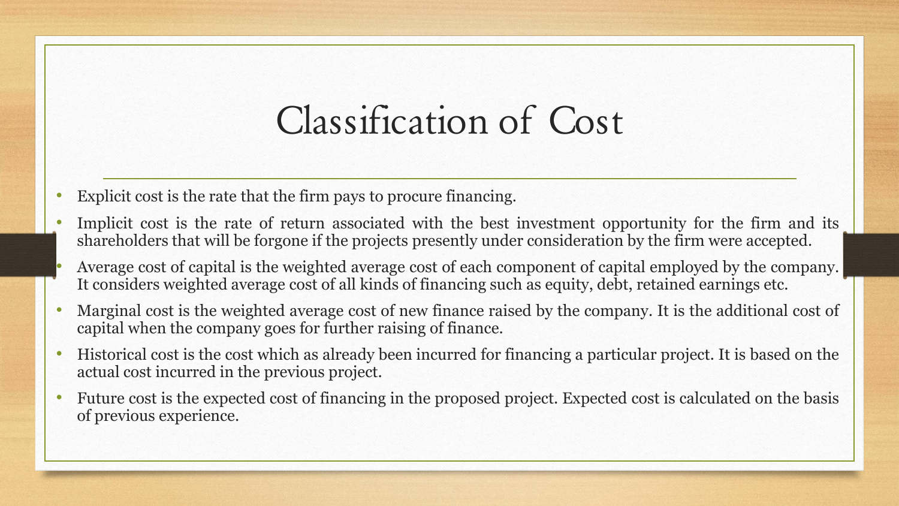# Classification of Cost

- Explicit cost is the rate that the firm pays to procure financing.
- Implicit cost is the rate of return associated with the best investment opportunity for the firm and its shareholders that will be forgone if the projects presently under consideration by the firm were accepted.
- Average cost of capital is the weighted average cost of each component of capital employed by the company. It considers weighted average cost of all kinds of financing such as equity, debt, retained earnings etc.
- Marginal cost is the weighted average cost of new finance raised by the company. It is the additional cost of capital when the company goes for further raising of finance.
- Historical cost is the cost which as already been incurred for financing a particular project. It is based on the actual cost incurred in the previous project.
- Future cost is the expected cost of financing in the proposed project. Expected cost is calculated on the basis of previous experience.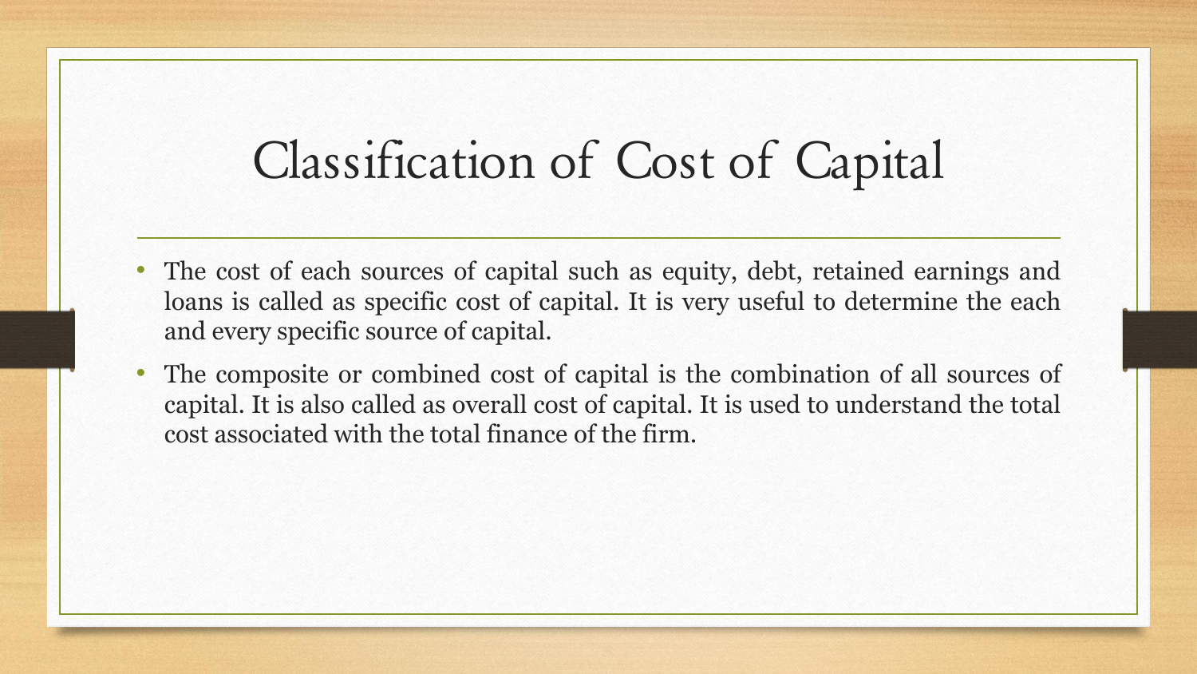# Classification of Cost of Capital

- The cost of each sources of capital such as equity, debt, retained earnings and loans is called as specific cost of capital. It is very useful to determine the each and every specific source of capital.
- The composite or combined cost of capital is the combination of all sources of capital. It is also called as overall cost of capital. It is used to understand the total cost associated with the total finance of the firm.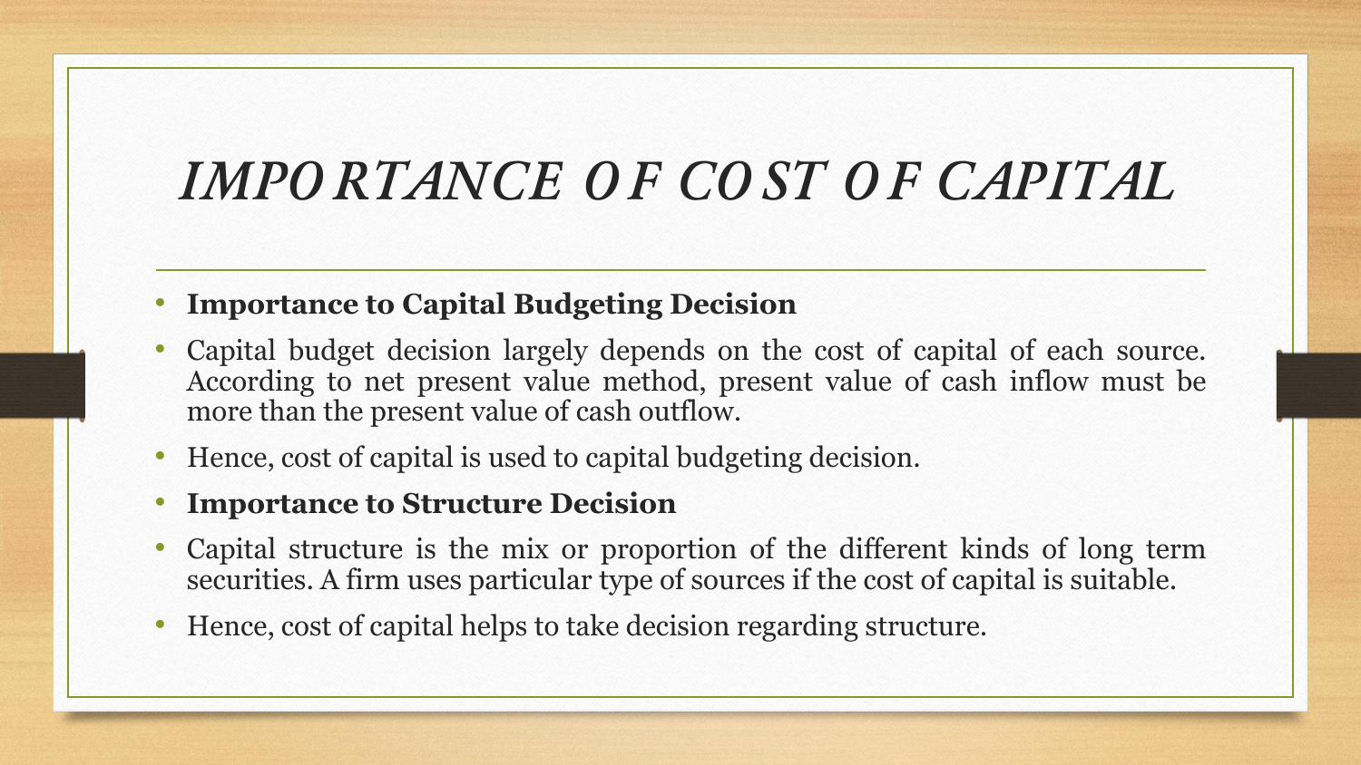# *IMPORTANCE OF COST OF CAPITAL*

- **Importance to Capital Budgeting Decision**
- Capital budget decision largely depends on the cost of capital of each source. According to net present value method, present value of cash inflow must be more than the present value of cash outflow.
- Hence, cost of capital is used to capital budgeting decision.
- **Importance to Structure Decision**
- Capital structure is the mix or proportion of the different kinds of long term securities. A firm uses particular type of sources if the cost of capital is suitable.
- Hence, cost of capital helps to take decision regarding structure.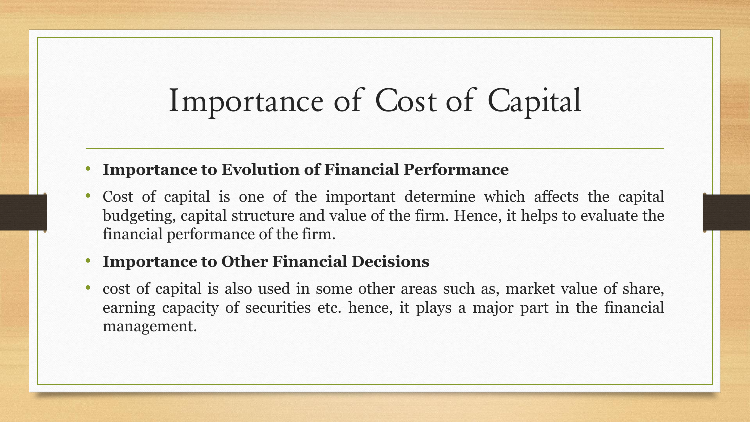# Importance of Cost of Capital

- **Importance to Evolution of Financial Performance**
- Cost of capital is one of the important determine which affects the capital budgeting, capital structure and value of the firm. Hence, it helps to evaluate the financial performance of the firm.
- **Importance to Other Financial Decisions**
- cost of capital is also used in some other areas such as, market value of share, earning capacity of securities etc. hence, it plays a major part in the financial management.